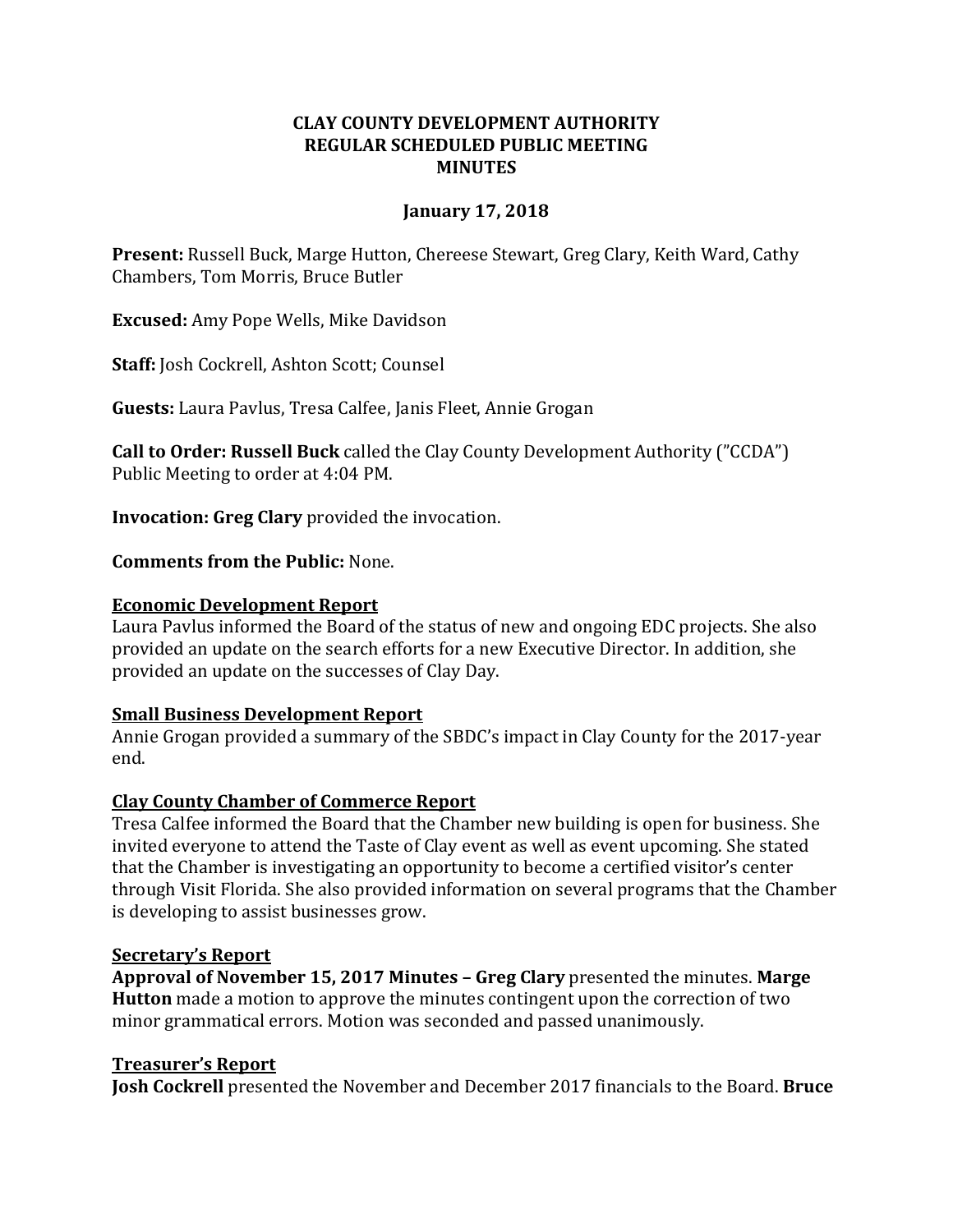# CLAY COUNTY DEVELOPMENT AUTHORITY
## REGULAR SCHEDULED PUBLIC MEETING
## MINUTES

### January 17, 2018

**Present:** Russell Buck, Marge Hutton, Chereese Stewart, Greg Clary, Keith Ward, Cathy Chambers, Tom Morris, Bruce Butler

**Excused:** Amy Pope Wells, Mike Davidson

**Staff:** Josh Cockrell, Ashton Scott; Counsel

**Guests:** Laura Pavlus, Tresa Calfee, Janis Fleet, Annie Grogan

**Call to Order: Russell Buck** called the Clay County Development Authority ("CCDA") Public Meeting to order at 4:04 PM.

**Invocation: Greg Clary** provided the invocation.

**Comments from the Public:** None.

**Economic Development Report**

Laura Pavlus informed the Board of the status of new and ongoing EDC projects. She also provided an update on the search efforts for a new Executive Director. In addition, she provided an update on the successes of Clay Day.

**Small Business Development Report**

Annie Grogan provided a summary of the SBDC's impact in Clay County for the 2017-year end.

**Clay County Chamber of Commerce Report**

Tresa Calfee informed the Board that the Chamber new building is open for business. She invited everyone to attend the Taste of Clay event as well as event upcoming. She stated that the Chamber is investigating an opportunity to become a certified visitor's center through Visit Florida. She also provided information on several programs that the Chamber is developing to assist businesses grow.

**Secretary's Report**

**Approval of November 15, 2017 Minutes – Greg Clary** presented the minutes. **Marge Hutton** made a motion to approve the minutes contingent upon the correction of two minor grammatical errors. Motion was seconded and passed unanimously.

**Treasurer's Report**

**Josh Cockrell** presented the November and December 2017 financials to the Board. **Bruce**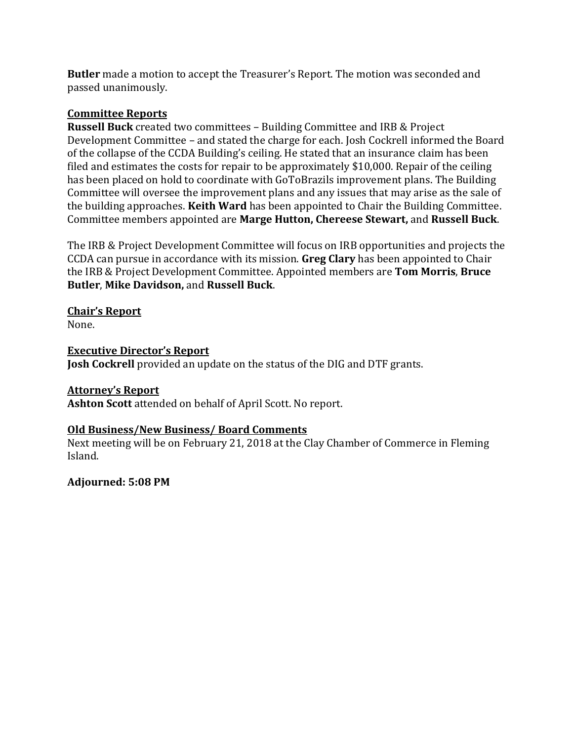**Butler** made a motion to accept the Treasurer's Report. The motion was seconded and passed unanimously.

**Committee Reports**

**Russell Buck** created two committees – Building Committee and IRB & Project Development Committee – and stated the charge for each. Josh Cockrell informed the Board of the collapse of the CCDA Building's ceiling. He stated that an insurance claim has been filed and estimates the costs for repair to be approximately $10,000. Repair of the ceiling has been placed on hold to coordinate with GoToBrazils improvement plans. The Building Committee will oversee the improvement plans and any issues that may arise as the sale of the building approaches. **Keith Ward** has been appointed to Chair the Building Committee. Committee members appointed are **Marge Hutton, Chereese Stewart,** and **Russell Buck**.

The IRB & Project Development Committee will focus on IRB opportunities and projects the CCDA can pursue in accordance with its mission. **Greg Clary** has been appointed to Chair the IRB & Project Development Committee. Appointed members are **Tom Morris**, **Bruce Butler**, **Mike Davidson,** and **Russell Buck**.

**Chair's Report**

None.

**Executive Director's Report**

**Josh Cockrell** provided an update on the status of the DIG and DTF grants.

**Attorney's Report**

**Ashton Scott** attended on behalf of April Scott. No report.

**Old Business/New Business/ Board Comments**

Next meeting will be on February 21, 2018 at the Clay Chamber of Commerce in Fleming Island.

**Adjourned: 5:08 PM**